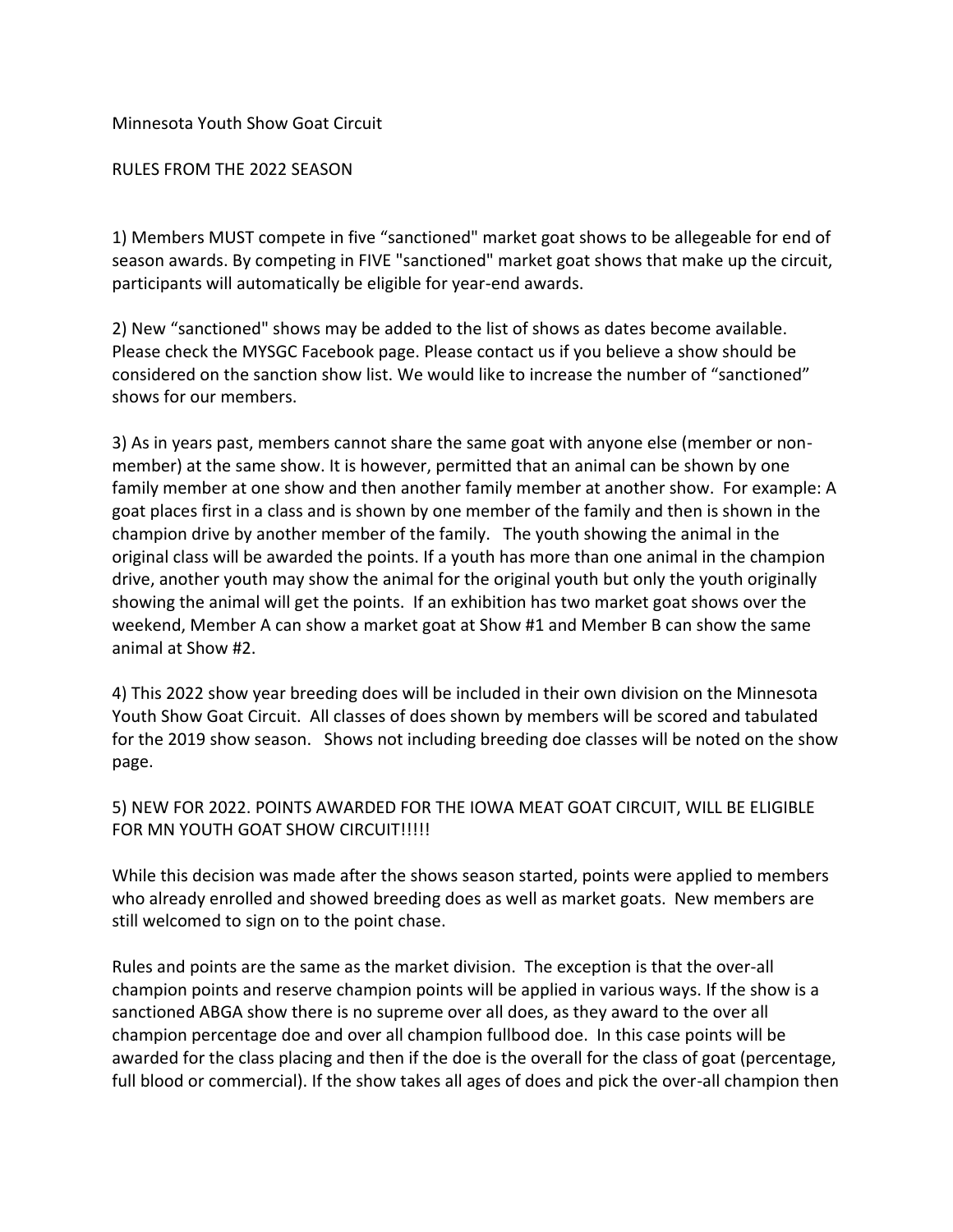Minnesota Youth Show Goat Circuit

RULES FROM THE 2022 SEASON

1) Members MUST compete in five "sanctioned" market goat shows to be allegeable for end of season awards. By competing in FIVE "sanctioned" market goat shows that make up the circuit, participants will automatically be eligible for year-end awards.

2) New "sanctioned" shows may be added to the list of shows as dates become available. Please check the MYSGC Facebook page. Please contact us if you believe a show should be considered on the sanction show list. We would like to increase the number of "sanctioned" shows for our members.

3) As in years past, members cannot share the same goat with anyone else (member or non-member) at the same show. It is however, permitted that an animal can be shown by one family member at one show and then another family member at another show. For example: A goat places first in a class and is shown by one member of the family and then is shown in the champion drive by another member of the family. The youth showing the animal in the original class will be awarded the points. If a youth has more than one animal in the champion drive, another youth may show the animal for the original youth but only the youth originally showing the animal will get the points. If an exhibition has two market goat shows over the weekend, Member A can show a market goat at Show #1 and Member B can show the same animal at Show #2.

4) This 2022 show year breeding does will be included in their own division on the Minnesota Youth Show Goat Circuit. All classes of does shown by members will be scored and tabulated for the 2019 show season. Shows not including breeding doe classes will be noted on the show page.

5) NEW FOR 2022. POINTS AWARDED FOR THE IOWA MEAT GOAT CIRCUIT, WILL BE ELIGIBLE FOR MN YOUTH GOAT SHOW CIRCUIT!!!!!

While this decision was made after the shows season started, points were applied to members who already enrolled and showed breeding does as well as market goats. New members are still welcomed to sign on to the point chase.

Rules and points are the same as the market division. The exception is that the over-all champion points and reserve champion points will be applied in various ways. If the show is a sanctioned ABGA show there is no supreme over all does, as they award to the over all champion percentage doe and over all champion fullbood doe. In this case points will be awarded for the class placing and then if the doe is the overall for the class of goat (percentage, full blood or commercial). If the show takes all ages of does and pick the over-all champion then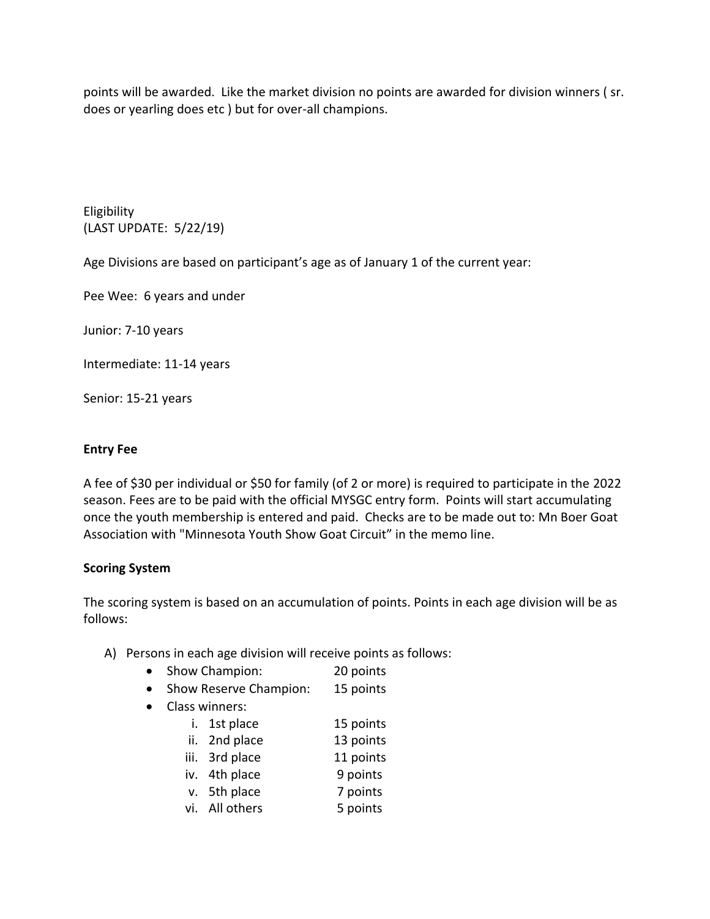points will be awarded. Like the market division no points are awarded for division winners ( sr. does or yearling does etc ) but for over-all champions.

Eligibility
(LAST UPDATE: 5/22/19)

Age Divisions are based on participant's age as of January 1 of the current year:

Pee Wee: 6 years and under

Junior: 7-10 years

Intermediate: 11-14 years

Senior: 15-21 years

**Entry Fee**

A fee of $30 per individual or $50 for family (of 2 or more) is required to participate in the 2022 season. Fees are to be paid with the official MYSGC entry form. Points will start accumulating once the youth membership is entered and paid. Checks are to be made out to: Mn Boer Goat Association with "Minnesota Youth Show Goat Circuit" in the memo line.

**Scoring System**

The scoring system is based on an accumulation of points. Points in each age division will be as follows:

A) Persons in each age division will receive points as follows:
   - Show Champion: 20 points
   - Show Reserve Champion: 15 points
   - Class winners:
     i. 1st place 15 points
     ii. 2nd place 13 points
     iii. 3rd place 11 points
     iv. 4th place 9 points
     v. 5th place 7 points
     vi. All others 5 points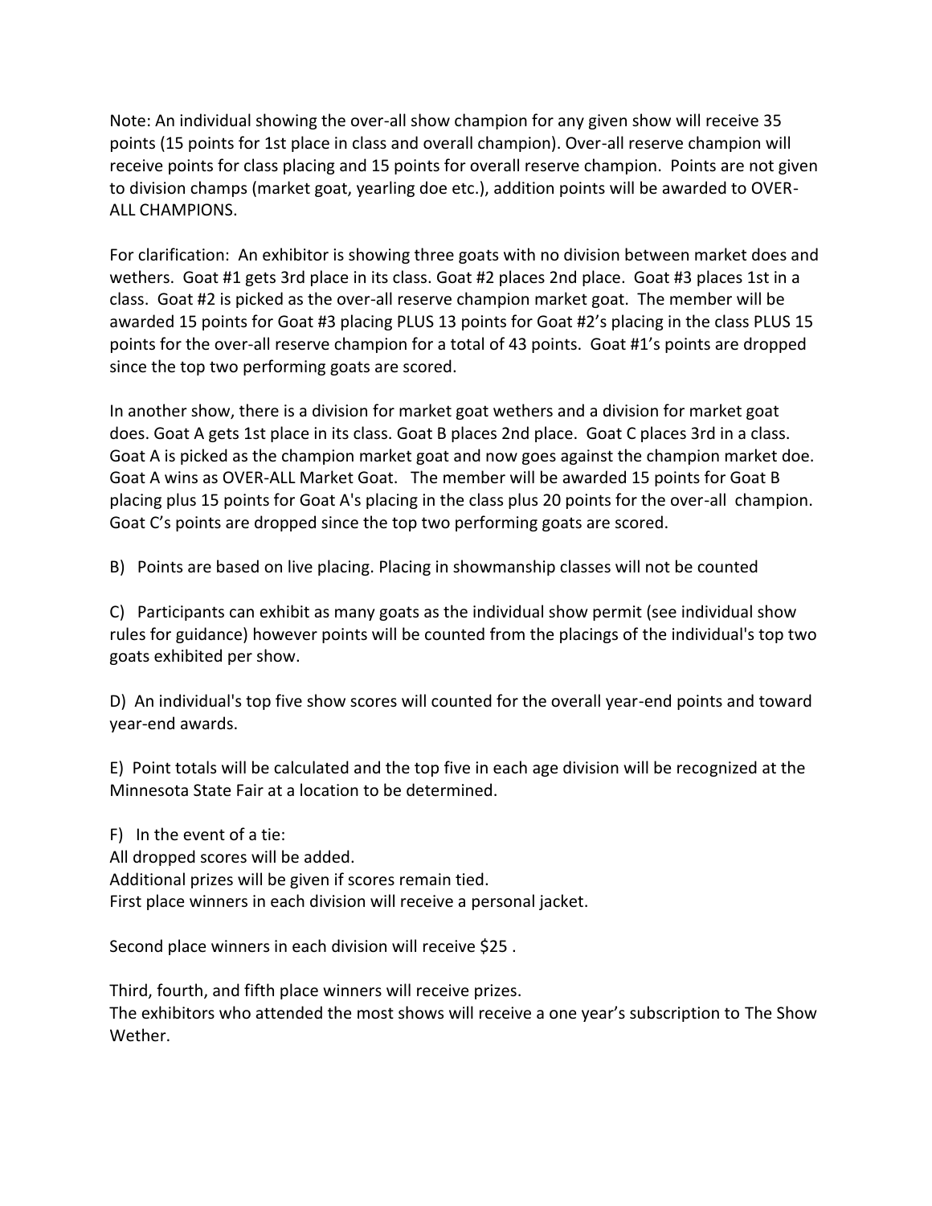Note: An individual showing the over-all show champion for any given show will receive 35 points (15 points for 1st place in class and overall champion). Over-all reserve champion will receive points for class placing and 15 points for overall reserve champion. Points are not given to division champs (market goat, yearling doe etc.), addition points will be awarded to OVER-ALL CHAMPIONS.

For clarification: An exhibitor is showing three goats with no division between market does and wethers. Goat #1 gets 3rd place in its class. Goat #2 places 2nd place. Goat #3 places 1st in a class. Goat #2 is picked as the over-all reserve champion market goat. The member will be awarded 15 points for Goat #3 placing PLUS 13 points for Goat #2's placing in the class PLUS 15 points for the over-all reserve champion for a total of 43 points. Goat #1's points are dropped since the top two performing goats are scored.

In another show, there is a division for market goat wethers and a division for market goat does. Goat A gets 1st place in its class. Goat B places 2nd place. Goat C places 3rd in a class. Goat A is picked as the champion market goat and now goes against the champion market doe. Goat A wins as OVER-ALL Market Goat. The member will be awarded 15 points for Goat B placing plus 15 points for Goat A's placing in the class plus 20 points for the over-all champion. Goat C's points are dropped since the top two performing goats are scored.

B) Points are based on live placing. Placing in showmanship classes will not be counted

C) Participants can exhibit as many goats as the individual show permit (see individual show rules for guidance) however points will be counted from the placings of the individual's top two goats exhibited per show.

D) An individual's top five show scores will counted for the overall year-end points and toward year-end awards.

E) Point totals will be calculated and the top five in each age division will be recognized at the Minnesota State Fair at a location to be determined.

F) In the event of a tie:
All dropped scores will be added.
Additional prizes will be given if scores remain tied.
First place winners in each division will receive a personal jacket.

Second place winners in each division will receive $25 .

Third, fourth, and fifth place winners will receive prizes.
The exhibitors who attended the most shows will receive a one year's subscription to The Show Wether.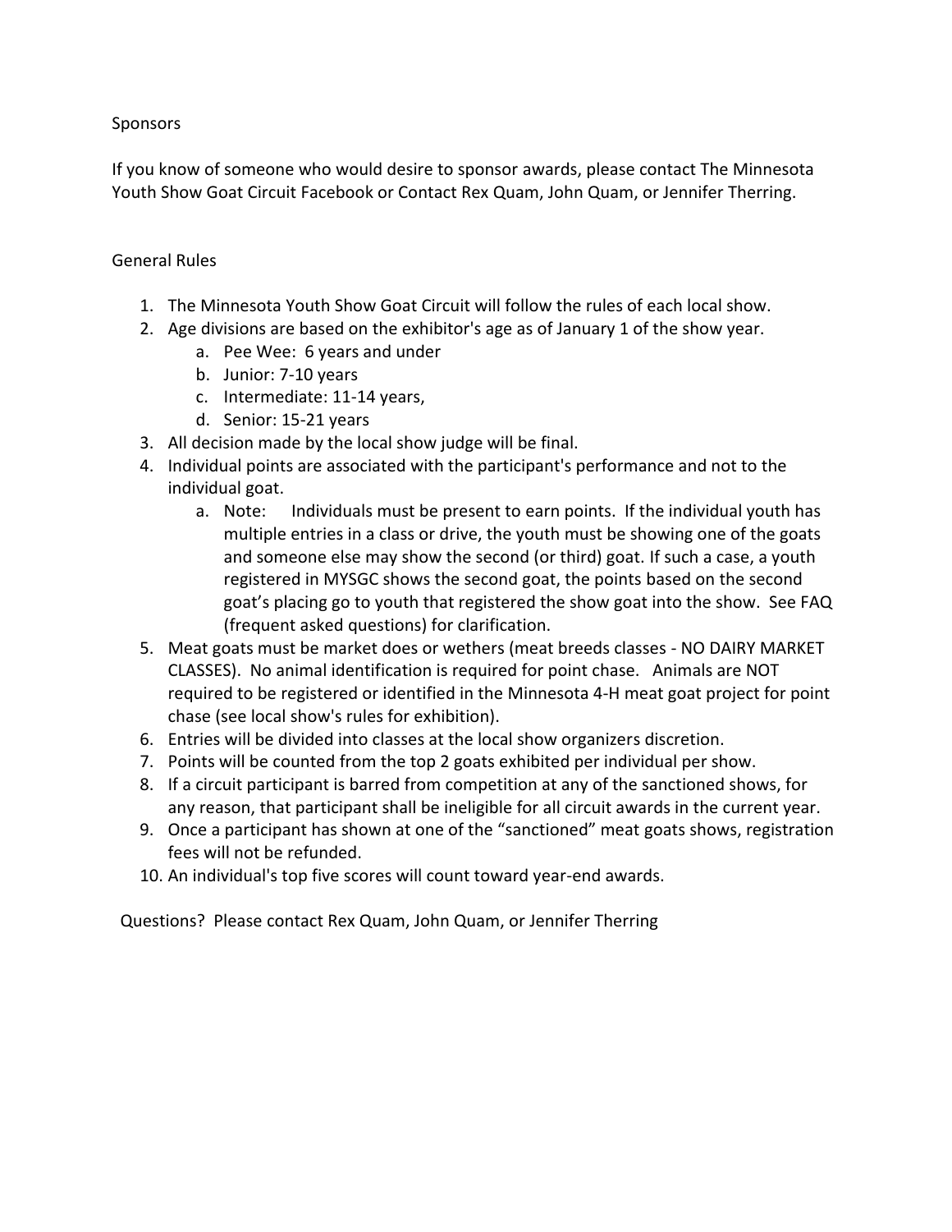## Sponsors

If you know of someone who would desire to sponsor awards, please contact The Minnesota Youth Show Goat Circuit Facebook or Contact Rex Quam, John Quam, or Jennifer Therring.

## General Rules

1. The Minnesota Youth Show Goat Circuit will follow the rules of each local show.
2. Age divisions are based on the exhibitor's age as of January 1 of the show year.
   a. Pee Wee: 6 years and under
   b. Junior: 7-10 years
   c. Intermediate: 11-14 years,
   d. Senior: 15-21 years
3. All decision made by the local show judge will be final.
4. Individual points are associated with the participant's performance and not to the individual goat.
   a. Note: Individuals must be present to earn points. If the individual youth has multiple entries in a class or drive, the youth must be showing one of the goats and someone else may show the second (or third) goat. If such a case, a youth registered in MYSGC shows the second goat, the points based on the second goat's placing go to youth that registered the show goat into the show. See FAQ (frequent asked questions) for clarification.
5. Meat goats must be market does or wethers (meat breeds classes - NO DAIRY MARKET CLASSES). No animal identification is required for point chase. Animals are NOT required to be registered or identified in the Minnesota 4-H meat goat project for point chase (see local show's rules for exhibition).
6. Entries will be divided into classes at the local show organizers discretion.
7. Points will be counted from the top 2 goats exhibited per individual per show.
8. If a circuit participant is barred from competition at any of the sanctioned shows, for any reason, that participant shall be ineligible for all circuit awards in the current year.
9. Once a participant has shown at one of the "sanctioned" meat goats shows, registration fees will not be refunded.
10. An individual's top five scores will count toward year-end awards.

Questions? Please contact Rex Quam, John Quam, or Jennifer Therring